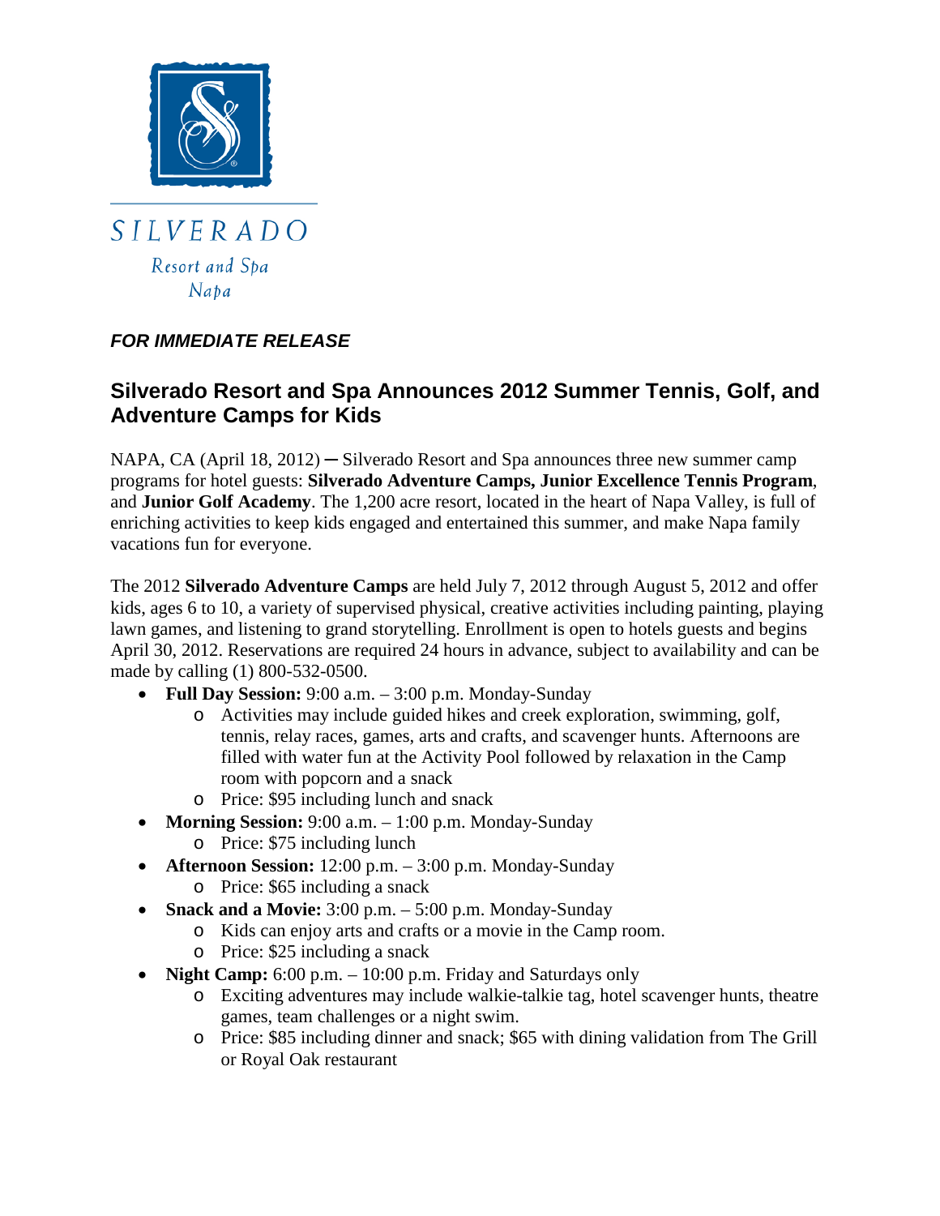SILVERADO

Resort and Spa

Napa

***FOR IMMEDIATE RELEASE***

# Silverado Resort and Spa Announces 2012 Summer Tennis, Golf, and Adventure Camps for Kids

NAPA, CA (April 18, 2012) ─ Silverado Resort and Spa announces three new summer camp programs for hotel guests: **Silverado Adventure Camps, Junior Excellence Tennis Program**, and **Junior Golf Academy**. The 1,200 acre resort, located in the heart of Napa Valley, is full of enriching activities to keep kids engaged and entertained this summer, and make Napa family vacations fun for everyone.

The 2012 **Silverado Adventure Camps** are held July 7, 2012 through August 5, 2012 and offer kids, ages 6 to 10, a variety of supervised physical, creative activities including painting, playing lawn games, and listening to grand storytelling. Enrollment is open to hotels guests and begins April 30, 2012. Reservations are required 24 hours in advance, subject to availability and can be made by calling (1) 800-532-0500.

- **Full Day Session:** 9:00 a.m. – 3:00 p.m. Monday-Sunday
  - Activities may include guided hikes and creek exploration, swimming, golf, tennis, relay races, games, arts and crafts, and scavenger hunts. Afternoons are filled with water fun at the Activity Pool followed by relaxation in the Camp room with popcorn and a snack
  - Price: $95 including lunch and snack
- **Morning Session:** 9:00 a.m. – 1:00 p.m. Monday-Sunday
  - Price: $75 including lunch
- **Afternoon Session:** 12:00 p.m. – 3:00 p.m. Monday-Sunday
  - Price: $65 including a snack
- **Snack and a Movie:** 3:00 p.m. – 5:00 p.m. Monday-Sunday
  - Kids can enjoy arts and crafts or a movie in the Camp room.
  - Price: $25 including a snack
- **Night Camp:** 6:00 p.m. – 10:00 p.m. Friday and Saturdays only
  - Exciting adventures may include walkie-talkie tag, hotel scavenger hunts, theatre games, team challenges or a night swim.
  - Price: $85 including dinner and snack; $65 with dining validation from The Grill or Royal Oak restaurant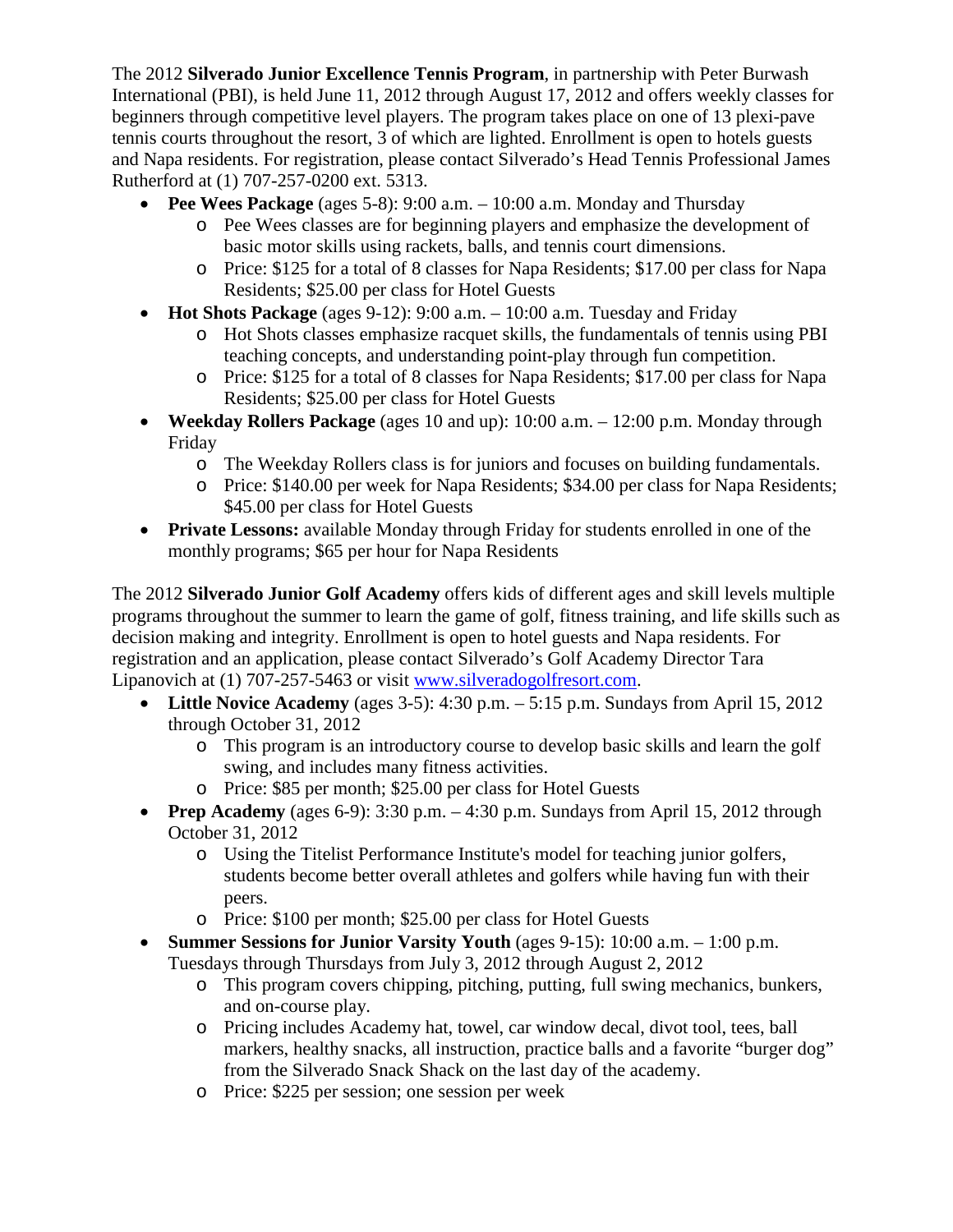The 2012 **Silverado Junior Excellence Tennis Program**, in partnership with Peter Burwash International (PBI), is held June 11, 2012 through August 17, 2012 and offers weekly classes for beginners through competitive level players. The program takes place on one of 13 plexi-pave tennis courts throughout the resort, 3 of which are lighted. Enrollment is open to hotels guests and Napa residents. For registration, please contact Silverado's Head Tennis Professional James Rutherford at (1) 707-257-0200 ext. 5313.

- **Pee Wees Package** (ages 5-8): 9:00 a.m. – 10:00 a.m. Monday and Thursday
  - Pee Wees classes are for beginning players and emphasize the development of basic motor skills using rackets, balls, and tennis court dimensions.
  - Price: $125 for a total of 8 classes for Napa Residents; $17.00 per class for Napa Residents; $25.00 per class for Hotel Guests
- **Hot Shots Package** (ages 9-12): 9:00 a.m. – 10:00 a.m. Tuesday and Friday
  - Hot Shots classes emphasize racquet skills, the fundamentals of tennis using PBI teaching concepts, and understanding point-play through fun competition.
  - Price: $125 for a total of 8 classes for Napa Residents; $17.00 per class for Napa Residents; $25.00 per class for Hotel Guests
- **Weekday Rollers Package** (ages 10 and up): 10:00 a.m. – 12:00 p.m. Monday through Friday
  - The Weekday Rollers class is for juniors and focuses on building fundamentals.
  - Price: $140.00 per week for Napa Residents; $34.00 per class for Napa Residents; $45.00 per class for Hotel Guests
- **Private Lessons:** available Monday through Friday for students enrolled in one of the monthly programs; $65 per hour for Napa Residents

The 2012 **Silverado Junior Golf Academy** offers kids of different ages and skill levels multiple programs throughout the summer to learn the game of golf, fitness training, and life skills such as decision making and integrity. Enrollment is open to hotel guests and Napa residents. For registration and an application, please contact Silverado's Golf Academy Director Tara Lipanovich at (1) 707-257-5463 or visit [www.silveradogolfresort.com](www.silveradogolfresort.com).

- **Little Novice Academy** (ages 3-5): 4:30 p.m. – 5:15 p.m. Sundays from April 15, 2012 through October 31, 2012
  - This program is an introductory course to develop basic skills and learn the golf swing, and includes many fitness activities.
  - Price: $85 per month; $25.00 per class for Hotel Guests
- **Prep Academy** (ages 6-9): 3:30 p.m. – 4:30 p.m. Sundays from April 15, 2012 through October 31, 2012
  - Using the Titelist Performance Institute's model for teaching junior golfers, students become better overall athletes and golfers while having fun with their peers.
  - Price: $100 per month; $25.00 per class for Hotel Guests
- **Summer Sessions for Junior Varsity Youth** (ages 9-15): 10:00 a.m. – 1:00 p.m. Tuesdays through Thursdays from July 3, 2012 through August 2, 2012
  - This program covers chipping, pitching, putting, full swing mechanics, bunkers, and on-course play.
  - Pricing includes Academy hat, towel, car window decal, divot tool, tees, ball markers, healthy snacks, all instruction, practice balls and a favorite "burger dog" from the Silverado Snack Shack on the last day of the academy.
  - Price: $225 per session; one session per week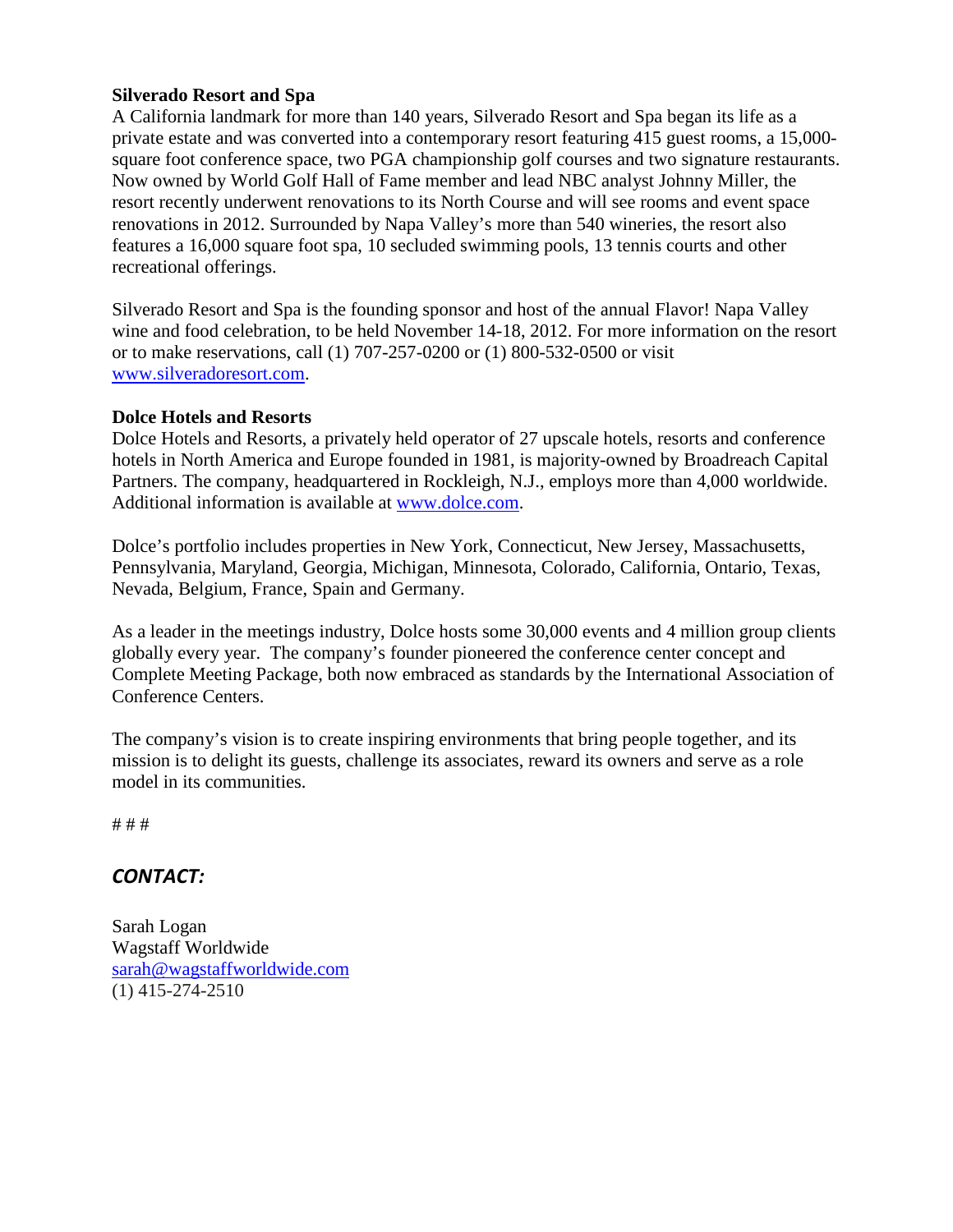**Silverado Resort and Spa**
A California landmark for more than 140 years, Silverado Resort and Spa began its life as a private estate and was converted into a contemporary resort featuring 415 guest rooms, a 15,000-square foot conference space, two PGA championship golf courses and two signature restaurants. Now owned by World Golf Hall of Fame member and lead NBC analyst Johnny Miller, the resort recently underwent renovations to its North Course and will see rooms and event space renovations in 2012. Surrounded by Napa Valley's more than 540 wineries, the resort also features a 16,000 square foot spa, 10 secluded swimming pools, 13 tennis courts and other recreational offerings.

Silverado Resort and Spa is the founding sponsor and host of the annual Flavor! Napa Valley wine and food celebration, to be held November 14-18, 2012. For more information on the resort or to make reservations, call (1) 707-257-0200 or (1) 800-532-0500 or visit [www.silveradoresort.com](http://www.silveradoresort.com).

**Dolce Hotels and Resorts**
Dolce Hotels and Resorts, a privately held operator of 27 upscale hotels, resorts and conference hotels in North America and Europe founded in 1981, is majority-owned by Broadreach Capital Partners. The company, headquartered in Rockleigh, N.J., employs more than 4,000 worldwide. Additional information is available at [www.dolce.com](http://www.dolce.com).

Dolce's portfolio includes properties in New York, Connecticut, New Jersey, Massachusetts, Pennsylvania, Maryland, Georgia, Michigan, Minnesota, Colorado, California, Ontario, Texas, Nevada, Belgium, France, Spain and Germany.

As a leader in the meetings industry, Dolce hosts some 30,000 events and 4 million group clients globally every year. The company's founder pioneered the conference center concept and Complete Meeting Package, both now embraced as standards by the International Association of Conference Centers.

The company's vision is to create inspiring environments that bring people together, and its mission is to delight its guests, challenge its associates, reward its owners and serve as a role model in its communities.

# # #

***CONTACT:***

Sarah Logan
Wagstaff Worldwide
[sarah@wagstaffworldwide.com](mailto:sarah@wagstaffworldwide.com)
(1) 415-274-2510